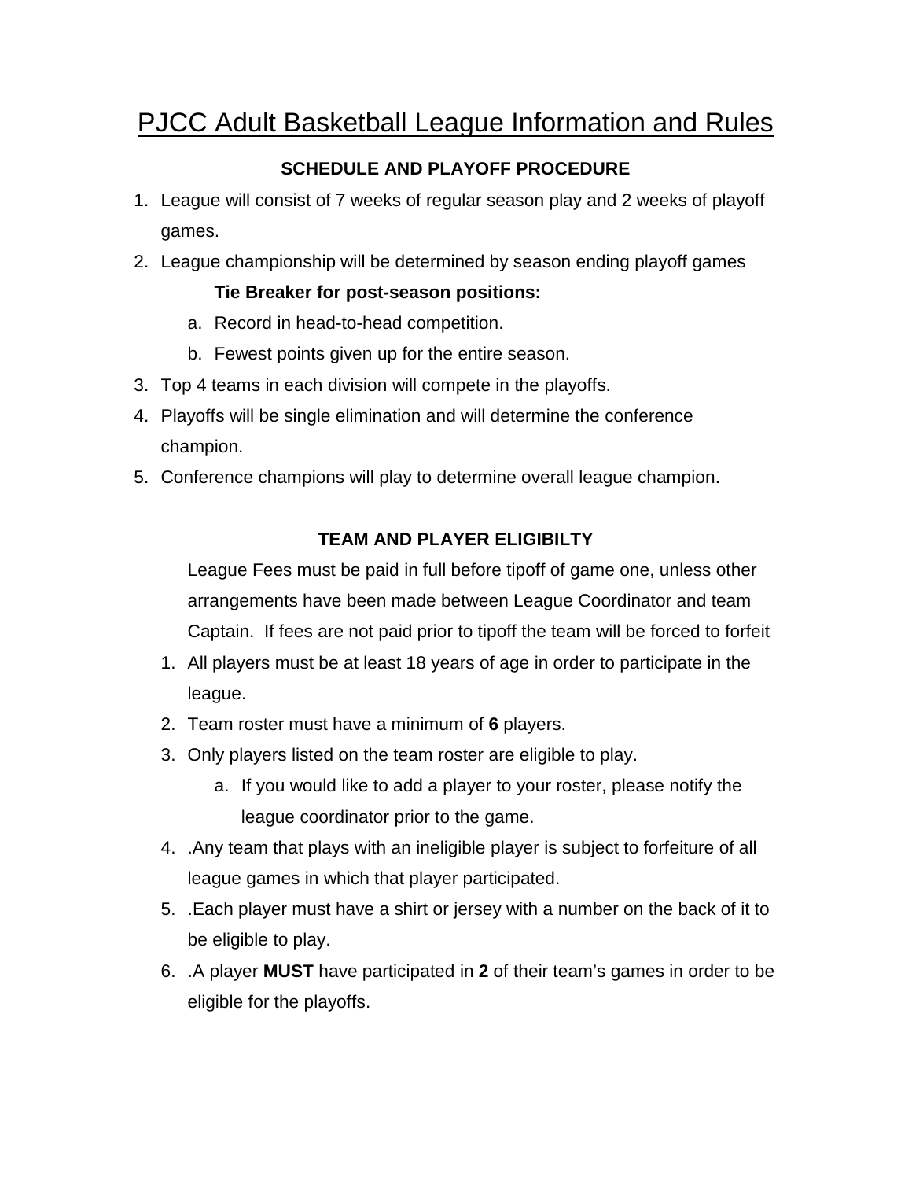# PJCC Adult Basketball League Information and Rules

### SCHEDULE AND PLAYOFF PROCEDURE

1. League will consist of 7 weeks of regular season play and 2 weeks of playoff games.
2. League championship will be determined by season ending playoff games

   **Tie Breaker for post-season positions:**

   a. Record in head-to-head competition.
   b. Fewest points given up for the entire season.
3. Top 4 teams in each division will compete in the playoffs.
4. Playoffs will be single elimination and will determine the conference champion.
5. Conference champions will play to determine overall league champion.

### TEAM AND PLAYER ELIGIBILTY

League Fees must be paid in full before tipoff of game one, unless other arrangements have been made between League Coordinator and team Captain. If fees are not paid prior to tipoff the team will be forced to forfeit

1. All players must be at least 18 years of age in order to participate in the league.
2. Team roster must have a minimum of **6** players.
3. Only players listed on the team roster are eligible to play.
   a. If you would like to add a player to your roster, please notify the league coordinator prior to the game.
4. .Any team that plays with an ineligible player is subject to forfeiture of all league games in which that player participated.
5. .Each player must have a shirt or jersey with a number on the back of it to be eligible to play.
6. .A player **MUST** have participated in **2** of their team's games in order to be eligible for the playoffs.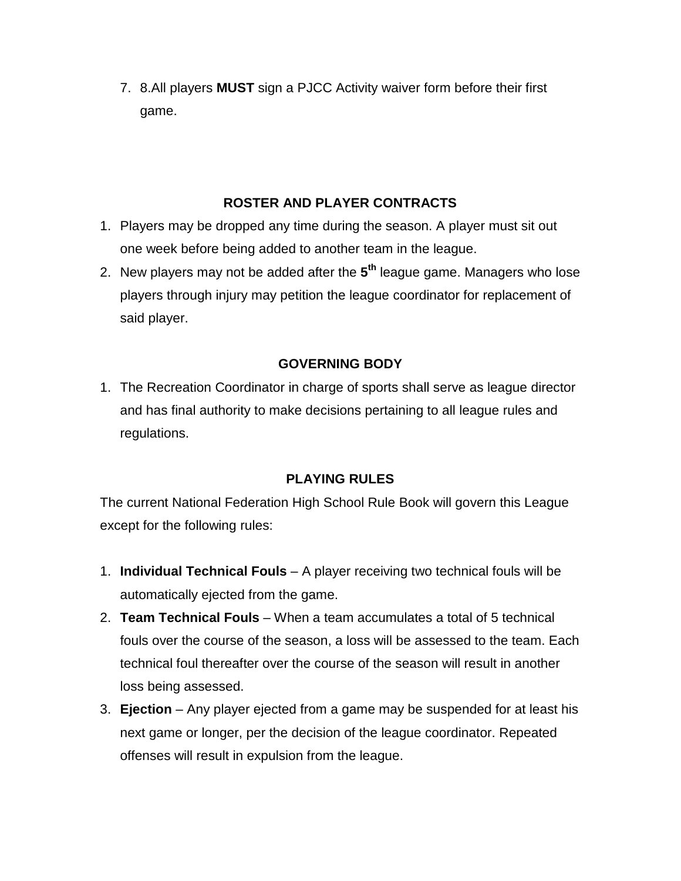7. 8.All players **MUST** sign a PJCC Activity waiver form before their first game.

## ROSTER AND PLAYER CONTRACTS

1. Players may be dropped any time during the season. A player must sit out one week before being added to another team in the league.
2. New players may not be added after the **5th** league game. Managers who lose players through injury may petition the league coordinator for replacement of said player.

## GOVERNING BODY

1. The Recreation Coordinator in charge of sports shall serve as league director and has final authority to make decisions pertaining to all league rules and regulations.

## PLAYING RULES

The current National Federation High School Rule Book will govern this League except for the following rules:

1. **Individual Technical Fouls** – A player receiving two technical fouls will be automatically ejected from the game.
2. **Team Technical Fouls** – When a team accumulates a total of 5 technical fouls over the course of the season, a loss will be assessed to the team. Each technical foul thereafter over the course of the season will result in another loss being assessed.
3. **Ejection** – Any player ejected from a game may be suspended for at least his next game or longer, per the decision of the league coordinator. Repeated offenses will result in expulsion from the league.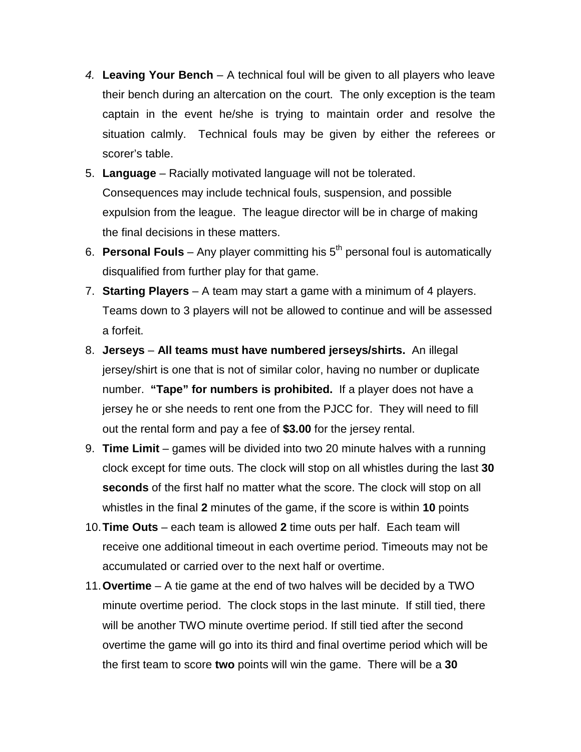4. **Leaving Your Bench** – A technical foul will be given to all players who leave their bench during an altercation on the court. The only exception is the team captain in the event he/she is trying to maintain order and resolve the situation calmly. Technical fouls may be given by either the referees or scorer's table.
5. **Language** – Racially motivated language will not be tolerated. Consequences may include technical fouls, suspension, and possible expulsion from the league. The league director will be in charge of making the final decisions in these matters.
6. **Personal Fouls** – Any player committing his 5th personal foul is automatically disqualified from further play for that game.
7. **Starting Players** – A team may start a game with a minimum of 4 players. Teams down to 3 players will not be allowed to continue and will be assessed a forfeit.
8. **Jerseys** – **All teams must have numbered jerseys/shirts.** An illegal jersey/shirt is one that is not of similar color, having no number or duplicate number. **"Tape" for numbers is prohibited.** If a player does not have a jersey he or she needs to rent one from the PJCC for. They will need to fill out the rental form and pay a fee of **$3.00** for the jersey rental.
9. **Time Limit** – games will be divided into two 20 minute halves with a running clock except for time outs. The clock will stop on all whistles during the last **30 seconds** of the first half no matter what the score. The clock will stop on all whistles in the final **2** minutes of the game, if the score is within **10** points
10. **Time Outs** – each team is allowed **2** time outs per half. Each team will receive one additional timeout in each overtime period. Timeouts may not be accumulated or carried over to the next half or overtime.
11. **Overtime** – A tie game at the end of two halves will be decided by a TWO minute overtime period. The clock stops in the last minute. If still tied, there will be another TWO minute overtime period. If still tied after the second overtime the game will go into its third and final overtime period which will be the first team to score **two** points will win the game. There will be a **30**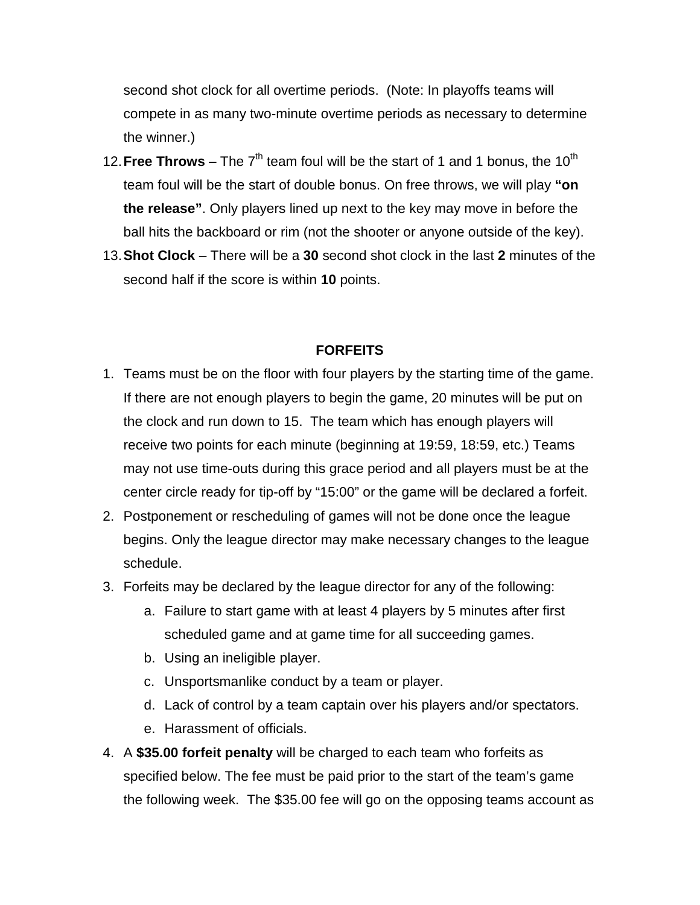second shot clock for all overtime periods. (Note: In playoffs teams will compete in as many two-minute overtime periods as necessary to determine the winner.)

12. **Free Throws** – The 7th team foul will be the start of 1 and 1 bonus, the 10th team foul will be the start of double bonus. On free throws, we will play **"on the release"**. Only players lined up next to the key may move in before the ball hits the backboard or rim (not the shooter or anyone outside of the key).
13. **Shot Clock** – There will be a **30** second shot clock in the last **2** minutes of the second half if the score is within **10** points.

## FORFEITS

1. Teams must be on the floor with four players by the starting time of the game. If there are not enough players to begin the game, 20 minutes will be put on the clock and run down to 15. The team which has enough players will receive two points for each minute (beginning at 19:59, 18:59, etc.) Teams may not use time-outs during this grace period and all players must be at the center circle ready for tip-off by "15:00" or the game will be declared a forfeit.
2. Postponement or rescheduling of games will not be done once the league begins. Only the league director may make necessary changes to the league schedule.
3. Forfeits may be declared by the league director for any of the following:
   a. Failure to start game with at least 4 players by 5 minutes after first scheduled game and at game time for all succeeding games.
   b. Using an ineligible player.
   c. Unsportsmanlike conduct by a team or player.
   d. Lack of control by a team captain over his players and/or spectators.
   e. Harassment of officials.
4. A **$35.00 forfeit penalty** will be charged to each team who forfeits as specified below. The fee must be paid prior to the start of the team's game the following week. The $35.00 fee will go on the opposing teams account as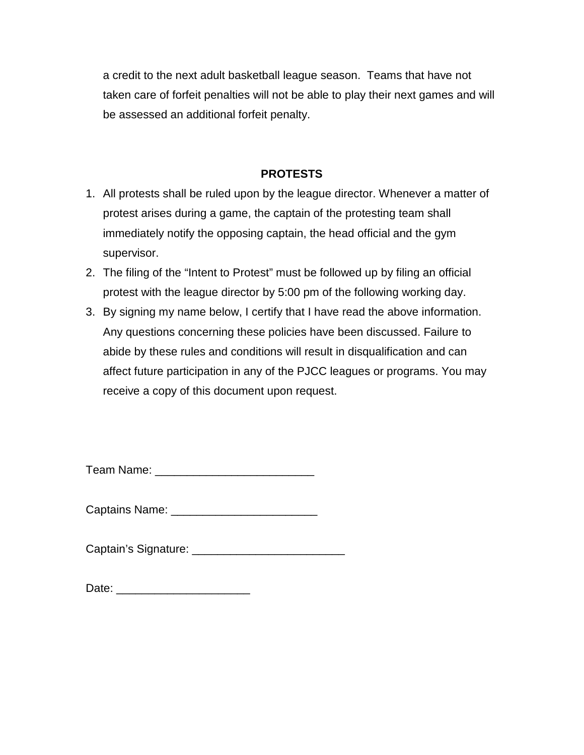a credit to the next adult basketball league season. Teams that have not taken care of forfeit penalties will not be able to play their next games and will be assessed an additional forfeit penalty.

## PROTESTS

1. All protests shall be ruled upon by the league director. Whenever a matter of protest arises during a game, the captain of the protesting team shall immediately notify the opposing captain, the head official and the gym supervisor.
2. The filing of the "Intent to Protest" must be followed up by filing an official protest with the league director by 5:00 pm of the following working day.
3. By signing my name below, I certify that I have read the above information. Any questions concerning these policies have been discussed. Failure to abide by these rules and conditions will result in disqualification and can affect future participation in any of the PJCC leagues or programs. You may receive a copy of this document upon request.

Team Name: _________________________

Captains Name: _______________________

Captain's Signature: ________________________

Date: _____________________